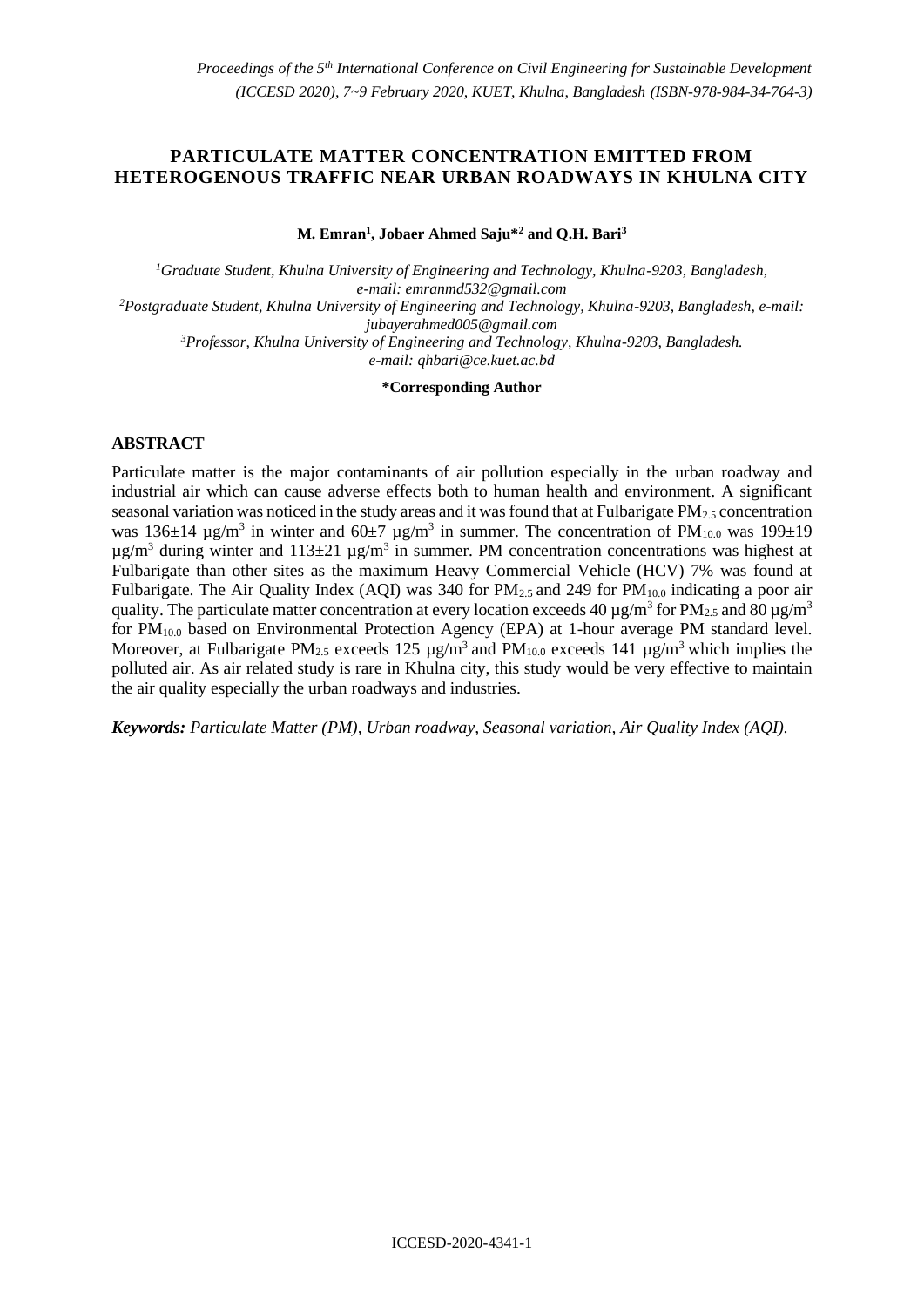# PARTICULATE MATTER CONCENTRATION EMITTED FROM HETEROGENOUS TRAFFIC NEAR URBAN ROADWAYS IN KHULNA CITY

**M. Emran[1], Jobaer Ahmed Saju*[2] and Q.H. Bari[3]**

[1]*Graduate Student, Khulna University of Engineering and Technology, Khulna-9203, Bangladesh, e-mail: emranmd532@gmail.com*
[2]*Postgraduate Student, Khulna University of Engineering and Technology, Khulna-9203, Bangladesh, e-mail: jubayerahmed005@gmail.com*
[3]*Professor, Khulna University of Engineering and Technology, Khulna-9203, Bangladesh. e-mail: qhbari@ce.kuet.ac.bd*

**\*Corresponding Author**

## ABSTRACT

Particulate matter is the major contaminants of air pollution especially in the urban roadway and industrial air which can cause adverse effects both to human health and environment. A significant seasonal variation was noticed in the study areas and it was found that at Fulbarigate $PM_{2.5}$ concentration was $136\pm14$ µg/m$^3$ in winter and $60\pm7$ µg/m$^3$ in summer. The concentration of $PM_{10.0}$ was $199\pm19$ µg/m$^3$ during winter and $113\pm21$ µg/m$^3$ in summer. PM concentration concentrations was highest at Fulbarigate than other sites as the maximum Heavy Commercial Vehicle (HCV) 7% was found at Fulbarigate. The Air Quality Index (AQI) was 340 for $PM_{2.5}$ and 249 for $PM_{10.0}$ indicating a poor air quality. The particulate matter concentration at every location exceeds 40 µg/m$^3$ for $PM_{2.5}$ and 80 µg/m$^3$ for $PM_{10.0}$ based on Environmental Protection Agency (EPA) at 1-hour average PM standard level. Moreover, at Fulbarigate $PM_{2.5}$ exceeds 125 µg/m$^3$ and $PM_{10.0}$ exceeds 141 µg/m$^3$ which implies the polluted air. As air related study is rare in Khulna city, this study would be very effective to maintain the air quality especially the urban roadways and industries.

***Keywords:*** *Particulate Matter (PM), Urban roadway, Seasonal variation, Air Quality Index (AQI).*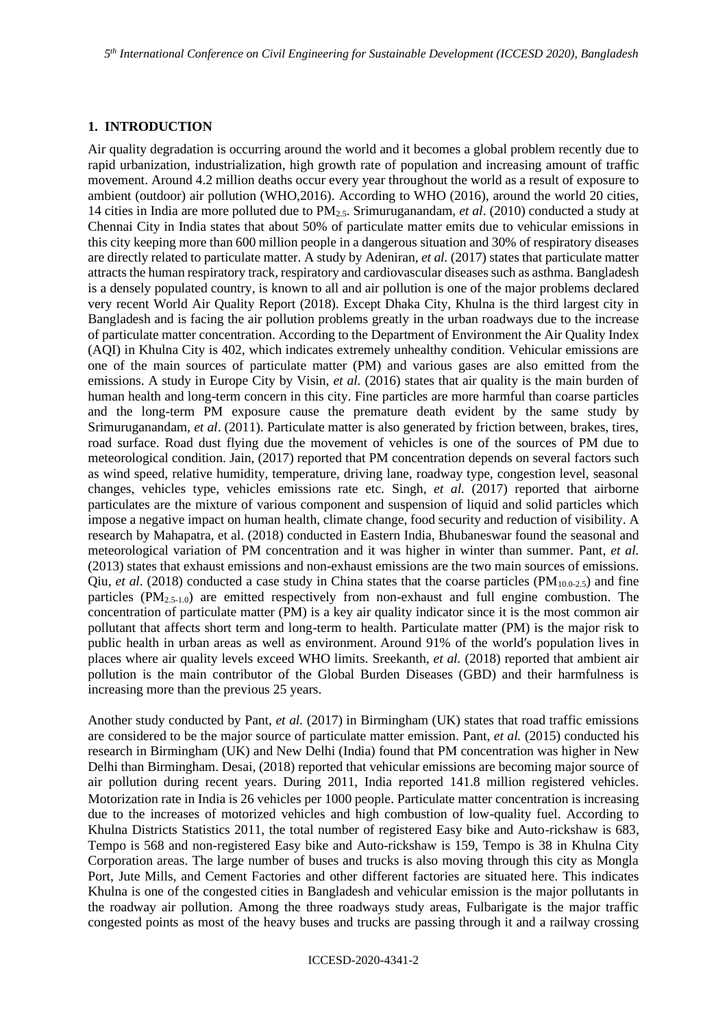## 1. INTRODUCTION

Air quality degradation is occurring around the world and it becomes a global problem recently due to rapid urbanization, industrialization, high growth rate of population and increasing amount of traffic movement. Around 4.2 million deaths occur every year throughout the world as a result of exposure to ambient (outdoor) air pollution (WHO,2016). According to WHO (2016), around the world 20 cities, 14 cities in India are more polluted due to $PM_{2.5}$. Srimuruganandam, *et al*. (2010) conducted a study at Chennai City in India states that about 50% of particulate matter emits due to vehicular emissions in this city keeping more than 600 million people in a dangerous situation and 30% of respiratory diseases are directly related to particulate matter. A study by Adeniran, *et al.* (2017) states that particulate matter attracts the human respiratory track, respiratory and cardiovascular diseases such as asthma. Bangladesh is a densely populated country, is known to all and air pollution is one of the major problems declared very recent World Air Quality Report (2018). Except Dhaka City, Khulna is the third largest city in Bangladesh and is facing the air pollution problems greatly in the urban roadways due to the increase of particulate matter concentration. According to the Department of Environment the Air Quality Index (AQI) in Khulna City is 402, which indicates extremely unhealthy condition. Vehicular emissions are one of the main sources of particulate matter (PM) and various gases are also emitted from the emissions. A study in Europe City by Visin, *et al.* (2016) states that air quality is the main burden of human health and long-term concern in this city. Fine particles are more harmful than coarse particles and the long-term PM exposure cause the premature death evident by the same study by Srimuruganandam, *et al*. (2011). Particulate matter is also generated by friction between, brakes, tires, road surface. Road dust flying due the movement of vehicles is one of the sources of PM due to meteorological condition. Jain, (2017) reported that PM concentration depends on several factors such as wind speed, relative humidity, temperature, driving lane, roadway type, congestion level, seasonal changes, vehicles type, vehicles emissions rate etc. Singh, *et al.* (2017) reported that airborne particulates are the mixture of various component and suspension of liquid and solid particles which impose a negative impact on human health, climate change, food security and reduction of visibility. A research by Mahapatra, et al. (2018) conducted in Eastern India, Bhubaneswar found the seasonal and meteorological variation of PM concentration and it was higher in winter than summer. Pant, *et al.* (2013) states that exhaust emissions and non-exhaust emissions are the two main sources of emissions. Qiu, *et al*. (2018) conducted a case study in China states that the coarse particles ($PM_{10.0\text{-}2.5}$) and fine particles ($PM_{2.5\text{-}1.0}$) are emitted respectively from non-exhaust and full engine combustion. The concentration of particulate matter (PM) is a key air quality indicator since it is the most common air pollutant that affects short term and long-term to health. Particulate matter (PM) is the major risk to public health in urban areas as well as environment. Around 91% of the world′s population lives in places where air quality levels exceed WHO limits. Sreekanth, *et al.* (2018) reported that ambient air pollution is the main contributor of the Global Burden Diseases (GBD) and their harmfulness is increasing more than the previous 25 years.

Another study conducted by Pant, *et al.* (2017) in Birmingham (UK) states that road traffic emissions are considered to be the major source of particulate matter emission. Pant, *et al.* (2015) conducted his research in Birmingham (UK) and New Delhi (India) found that PM concentration was higher in New Delhi than Birmingham. Desai, (2018) reported that vehicular emissions are becoming major source of air pollution during recent years. During 2011, India reported 141.8 million registered vehicles. Motorization rate in India is 26 vehicles per 1000 people. Particulate matter concentration is increasing due to the increases of motorized vehicles and high combustion of low-quality fuel. According to Khulna Districts Statistics 2011, the total number of registered Easy bike and Auto-rickshaw is 683, Tempo is 568 and non-registered Easy bike and Auto-rickshaw is 159, Tempo is 38 in Khulna City Corporation areas. The large number of buses and trucks is also moving through this city as Mongla Port, Jute Mills, and Cement Factories and other different factories are situated here. This indicates Khulna is one of the congested cities in Bangladesh and vehicular emission is the major pollutants in the roadway air pollution. Among the three roadways study areas, Fulbarigate is the major traffic congested points as most of the heavy buses and trucks are passing through it and a railway crossing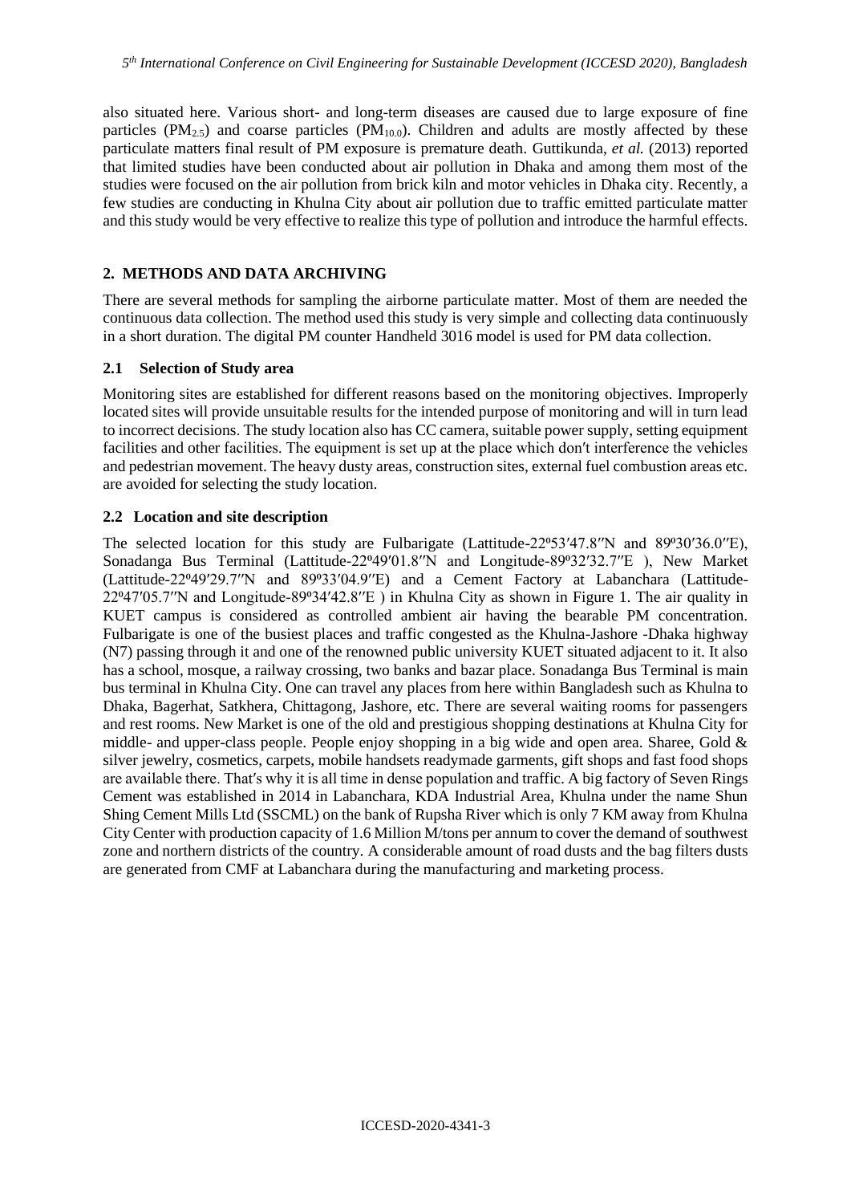also situated here. Various short- and long-term diseases are caused due to large exposure of fine particles ($PM_{2.5}$) and coarse particles ($PM_{10.0}$). Children and adults are mostly affected by these particulate matters final result of PM exposure is premature death. Guttikunda, *et al.* (2013) reported that limited studies have been conducted about air pollution in Dhaka and among them most of the studies were focused on the air pollution from brick kiln and motor vehicles in Dhaka city. Recently, a few studies are conducting in Khulna City about air pollution due to traffic emitted particulate matter and this study would be very effective to realize this type of pollution and introduce the harmful effects.

## 2. METHODS AND DATA ARCHIVING

There are several methods for sampling the airborne particulate matter. Most of them are needed the continuous data collection. The method used this study is very simple and collecting data continuously in a short duration. The digital PM counter Handheld 3016 model is used for PM data collection.

### 2.1 Selection of Study area

Monitoring sites are established for different reasons based on the monitoring objectives. Improperly located sites will provide unsuitable results for the intended purpose of monitoring and will in turn lead to incorrect decisions. The study location also has CC camera, suitable power supply, setting equipment facilities and other facilities. The equipment is set up at the place which don't interference the vehicles and pedestrian movement. The heavy dusty areas, construction sites, external fuel combustion areas etc. are avoided for selecting the study location.

### 2.2 Location and site description

The selected location for this study are Fulbarigate (Lattitude-22º53′47.8″N and 89º30′36.0″E), Sonadanga Bus Terminal (Lattitude-22º49′01.8″N and Longitude-89º32′32.7″E ), New Market (Lattitude-22º49′29.7″N and 89º33′04.9″E) and a Cement Factory at Labanchara (Lattitude-22º47′05.7″N and Longitude-89º34′42.8″E ) in Khulna City as shown in Figure 1. The air quality in KUET campus is considered as controlled ambient air having the bearable PM concentration. Fulbarigate is one of the busiest places and traffic congested as the Khulna-Jashore -Dhaka highway (N7) passing through it and one of the renowned public university KUET situated adjacent to it. It also has a school, mosque, a railway crossing, two banks and bazar place. Sonadanga Bus Terminal is main bus terminal in Khulna City. One can travel any places from here within Bangladesh such as Khulna to Dhaka, Bagerhat, Satkhera, Chittagong, Jashore, etc. There are several waiting rooms for passengers and rest rooms. New Market is one of the old and prestigious shopping destinations at Khulna City for middle- and upper-class people. People enjoy shopping in a big wide and open area. Sharee, Gold & silver jewelry, cosmetics, carpets, mobile handsets readymade garments, gift shops and fast food shops are available there. That's why it is all time in dense population and traffic. A big factory of Seven Rings Cement was established in 2014 in Labanchara, KDA Industrial Area, Khulna under the name Shun Shing Cement Mills Ltd (SSCML) on the bank of Rupsha River which is only 7 KM away from Khulna City Center with production capacity of 1.6 Million M/tons per annum to cover the demand of southwest zone and northern districts of the country. A considerable amount of road dusts and the bag filters dusts are generated from CMF at Labanchara during the manufacturing and marketing process.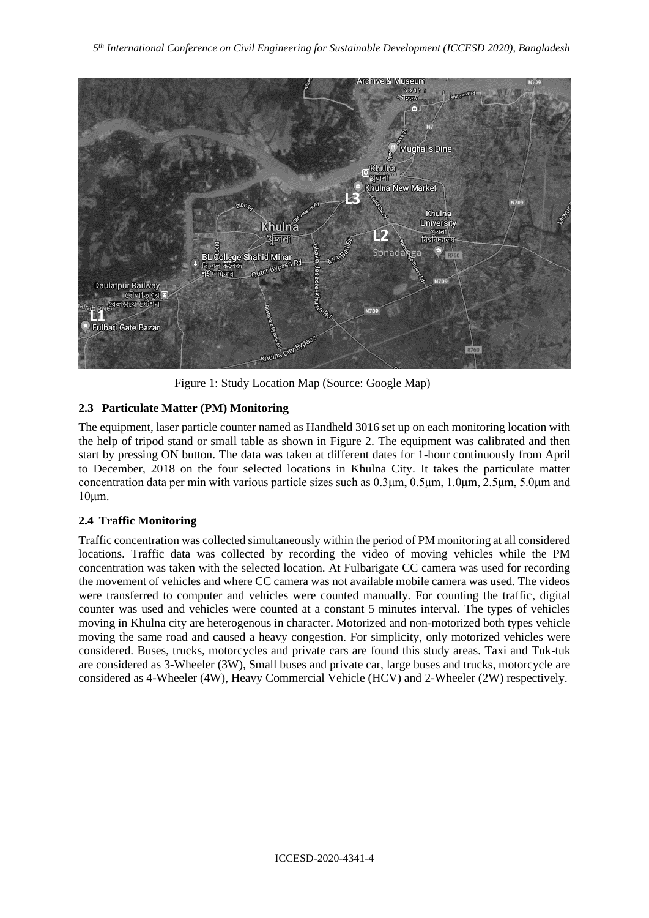Figure 1: Study Location Map (Source: Google Map)

### 2.3 Particulate Matter (PM) Monitoring

The equipment, laser particle counter named as Handheld 3016 set up on each monitoring location with the help of tripod stand or small table as shown in Figure 2. The equipment was calibrated and then start by pressing ON button. The data was taken at different dates for 1-hour continuously from April to December, 2018 on the four selected locations in Khulna City. It takes the particulate matter concentration data per min with various particle sizes such as 0.3μm, 0.5μm, 1.0μm, 2.5μm, 5.0μm and 10μm.

### 2.4 Traffic Monitoring

Traffic concentration was collected simultaneously within the period of PM monitoring at all considered locations. Traffic data was collected by recording the video of moving vehicles while the PM concentration was taken with the selected location. At Fulbarigate CC camera was used for recording the movement of vehicles and where CC camera was not available mobile camera was used. The videos were transferred to computer and vehicles were counted manually. For counting the traffic, digital counter was used and vehicles were counted at a constant 5 minutes interval. The types of vehicles moving in Khulna city are heterogenous in character. Motorized and non-motorized both types vehicle moving the same road and caused a heavy congestion. For simplicity, only motorized vehicles were considered. Buses, trucks, motorcycles and private cars are found this study areas. Taxi and Tuk-tuk are considered as 3-Wheeler (3W), Small buses and private car, large buses and trucks, motorcycle are considered as 4-Wheeler (4W), Heavy Commercial Vehicle (HCV) and 2-Wheeler (2W) respectively.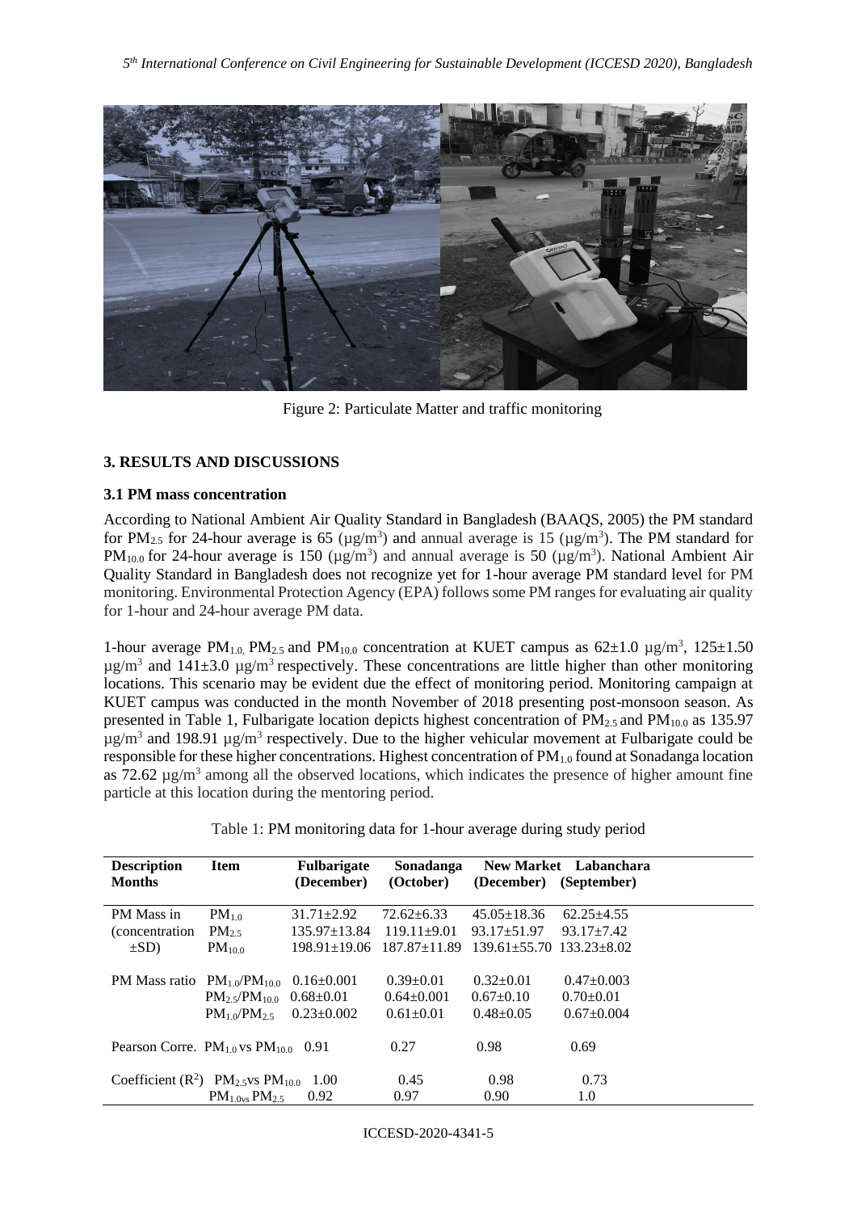Figure 2: Particulate Matter and traffic monitoring

## 3. RESULTS AND DISCUSSIONS

### 3.1 PM mass concentration

According to National Ambient Air Quality Standard in Bangladesh (BAAQS, 2005) the PM standard for $PM_{2.5}$ for 24-hour average is 65 ($\mu g/m^3$) and annual average is 15 ($\mu g/m^3$). The PM standard for $PM_{10.0}$ for 24-hour average is 150 ($\mu g/m^3$) and annual average is 50 ($\mu g/m^3$). National Ambient Air Quality Standard in Bangladesh does not recognize yet for 1-hour average PM standard level for PM monitoring. Environmental Protection Agency (EPA) follows some PM ranges for evaluating air quality for 1-hour and 24-hour average PM data.

1-hour average $PM_{1.0}$, $PM_{2.5}$ and $PM_{10.0}$ concentration at KUET campus as 62±1.0 $\mu g/m^3$, 125±1.50 $\mu g/m^3$ and 141±3.0 $\mu g/m^3$ respectively. These concentrations are little higher than other monitoring locations. This scenario may be evident due the effect of monitoring period. Monitoring campaign at KUET campus was conducted in the month November of 2018 presenting post-monsoon season. As presented in Table 1, Fulbarigate location depicts highest concentration of $PM_{2.5}$ and $PM_{10.0}$ as 135.97 $\mu g/m^3$ and 198.91 $\mu g/m^3$ respectively. Due to the higher vehicular movement at Fulbarigate could be responsible for these higher concentrations. Highest concentration of $PM_{1.0}$ found at Sonadanga location as 72.62 $\mu g/m^3$ among all the observed locations, which indicates the presence of higher amount fine particle at this location during the mentoring period.

Table 1: PM monitoring data for 1-hour average during study period

| Description Months | Item | Fulbarigate (December) | Sonadanga (October) | New Market (December) | Labanchara (September) |
|---|---|---|---|---|---|
| PM Mass in (concentration ±SD) | $PM_{1.0}$ | 31.71±2.92 | 72.62±6.33 | 45.05±18.36 | 62.25±4.55 |
| | $PM_{2.5}$ | 135.97±13.84 | 119.11±9.01 | 93.17±51.97 | 93.17±7.42 |
| | $PM_{10.0}$ | 198.91±19.06 | 187.87±11.89 | 139.61±55.70 | 133.23±8.02 |
| PM Mass ratio | $PM_{1.0}/PM_{10.0}$ | 0.16±0.001 | 0.39±0.01 | 0.32±0.01 | 0.47±0.003 |
| | $PM_{2.5}/PM_{10.0}$ | 0.68±0.01 | 0.64±0.001 | 0.67±0.10 | 0.70±0.01 |
| | $PM_{1.0}/PM_{2.5}$ | 0.23±0.002 | 0.61±0.01 | 0.48±0.05 | 0.67±0.004 |
| Pearson Corre. | $PM_{1.0}$ vs $PM_{10.0}$ | 0.91 | 0.27 | 0.98 | 0.69 |
| Coefficient ($R^2$) | $PM_{2.5}$ vs $PM_{10.0}$ | 1.00 | 0.45 | 0.98 | 0.73 |
| | $PM_{1.0}$ vs $PM_{2.5}$ | 0.92 | 0.97 | 0.90 | 1.0 |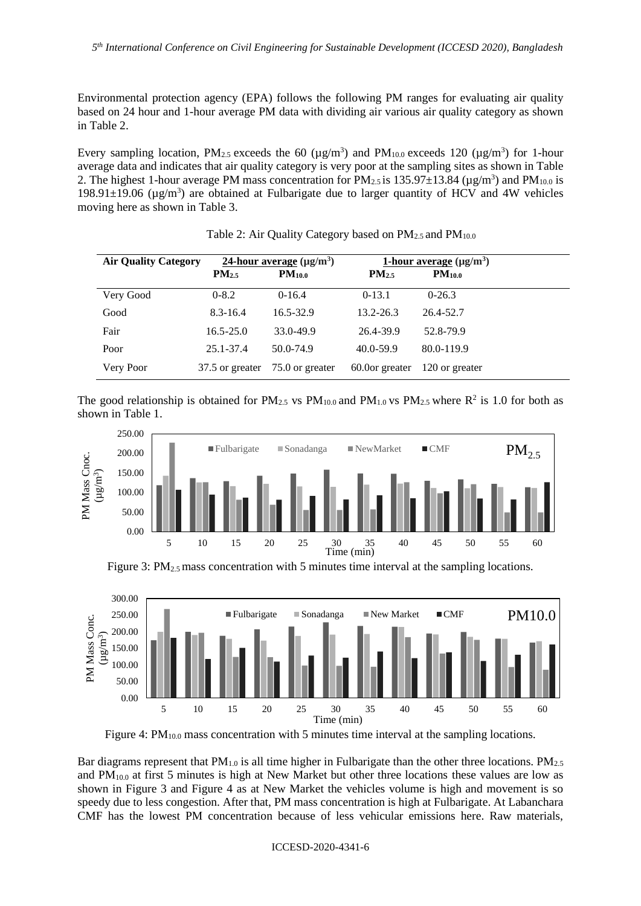Environmental protection agency (EPA) follows the following PM ranges for evaluating air quality based on 24 hour and 1-hour average PM data with dividing air various air quality category as shown in Table 2.

Every sampling location, $PM_{2.5}$ exceeds the 60 (μg/m$^3$) and $PM_{10.0}$ exceeds 120 (μg/m$^3$) for 1-hour average data and indicates that air quality category is very poor at the sampling sites as shown in Table 2. The highest 1-hour average PM mass concentration for $PM_{2.5}$ is 135.97±13.84 (μg/m$^3$) and $PM_{10.0}$ is 198.91±19.06 (μg/m$^3$) are obtained at Fulbarigate due to larger quantity of HCV and 4W vehicles moving here as shown in Table 3.

Table 2: Air Quality Category based on $PM_{2.5}$ and $PM_{10.0}$

| Air Quality Category | 24-hour average (μg/m$^3$) | | 1-hour average (μg/m$^3$) | |
|---|---|---|---|---|
| | **$PM_{2.5}$** | **$PM_{10.0}$** | **$PM_{2.5}$** | **$PM_{10.0}$** |
| Very Good | 0-8.2 | 0-16.4 | 0-13.1 | 0-26.3 |
| Good | 8.3-16.4 | 16.5-32.9 | 13.2-26.3 | 26.4-52.7 |
| Fair | 16.5-25.0 | 33.0-49.9 | 26.4-39.9 | 52.8-79.9 |
| Poor | 25.1-37.4 | 50.0-74.9 | 40.0-59.9 | 80.0-119.9 |
| Very Poor | 37.5 or greater | 75.0 or greater | 60.0or greater | 120 or greater |

The good relationship is obtained for $PM_{2.5}$ vs $PM_{10.0}$ and $PM_{1.0}$ vs $PM_{2.5}$ where $R^2$ is 1.0 for both as shown in Table 1.

Figure 3: $PM_{2.5}$ mass concentration with 5 minutes time interval at the sampling locations.

Figure 4: $PM_{10.0}$ mass concentration with 5 minutes time interval at the sampling locations.

Bar diagrams represent that $PM_{1.0}$ is all time higher in Fulbarigate than the other three locations. $PM_{2.5}$ and $PM_{10.0}$ at first 5 minutes is high at New Market but other three locations these values are low as shown in Figure 3 and Figure 4 as at New Market the vehicles volume is high and movement is so speedy due to less congestion. After that, PM mass concentration is high at Fulbarigate. At Labanchara CMF has the lowest PM concentration because of less vehicular emissions here. Raw materials,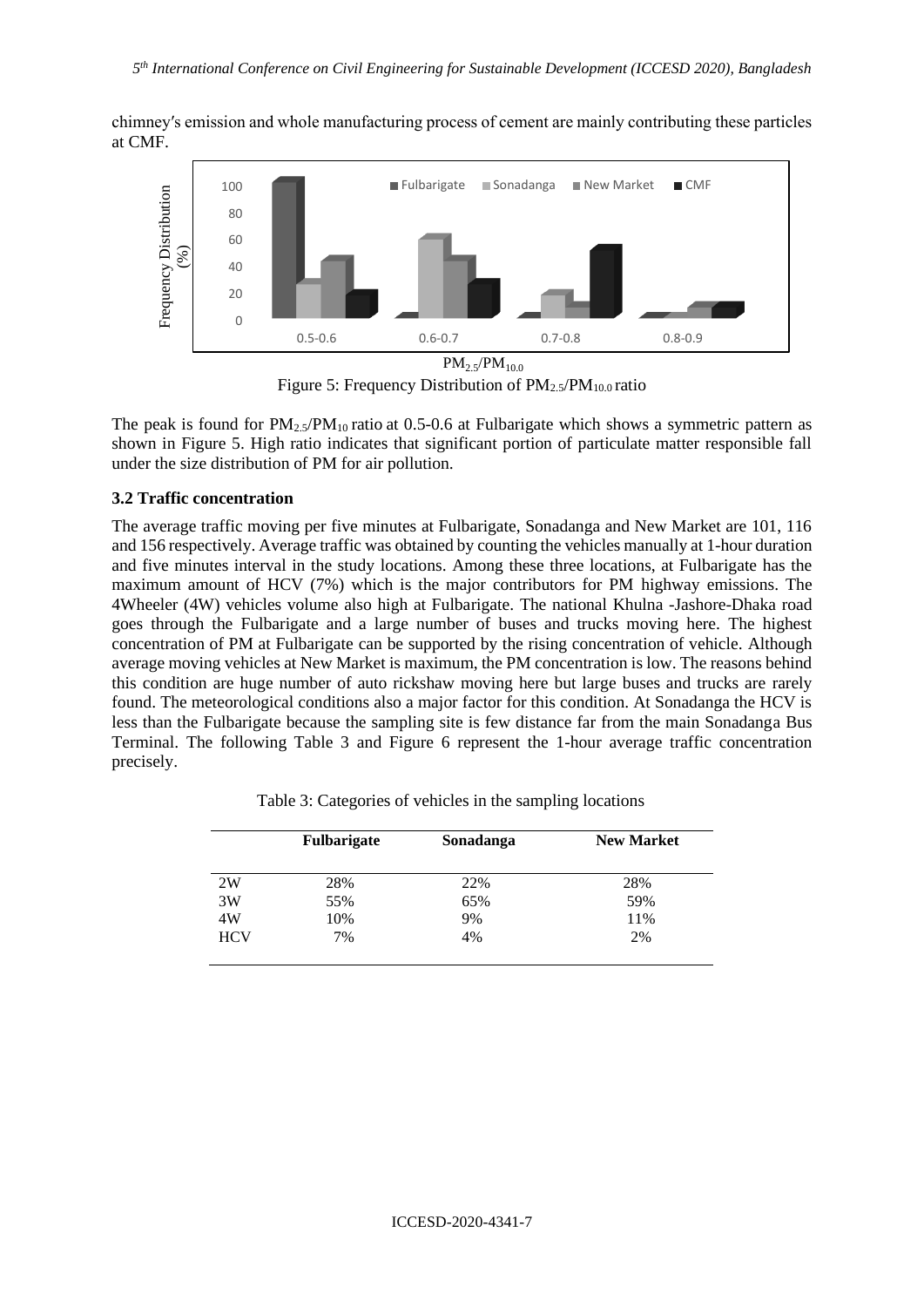chimney′s emission and whole manufacturing process of cement are mainly contributing these particles at CMF.

Figure 5: Frequency Distribution of $PM_{2.5}/PM_{10.0}$ ratio

The peak is found for $PM_{2.5}/PM_{10}$ ratio at 0.5-0.6 at Fulbarigate which shows a symmetric pattern as shown in Figure 5. High ratio indicates that significant portion of particulate matter responsible fall under the size distribution of PM for air pollution.

### 3.2 Traffic concentration

The average traffic moving per five minutes at Fulbarigate, Sonadanga and New Market are 101, 116 and 156 respectively. Average traffic was obtained by counting the vehicles manually at 1-hour duration and five minutes interval in the study locations. Among these three locations, at Fulbarigate has the maximum amount of HCV (7%) which is the major contributors for PM highway emissions. The 4Wheeler (4W) vehicles volume also high at Fulbarigate. The national Khulna -Jashore-Dhaka road goes through the Fulbarigate and a large number of buses and trucks moving here. The highest concentration of PM at Fulbarigate can be supported by the rising concentration of vehicle. Although average moving vehicles at New Market is maximum, the PM concentration is low. The reasons behind this condition are huge number of auto rickshaw moving here but large buses and trucks are rarely found. The meteorological conditions also a major factor for this condition. At Sonadanga the HCV is less than the Fulbarigate because the sampling site is few distance far from the main Sonadanga Bus Terminal. The following Table 3 and Figure 6 represent the 1-hour average traffic concentration precisely.

Table 3: Categories of vehicles in the sampling locations

| | **Fulbarigate** | **Sonadanga** | **New Market** |
|---|---|---|---|
| 2W | 28% | 22% | 28% |
| 3W | 55% | 65% | 59% |
| 4W | 10% | 9% | 11% |
| HCV | 7% | 4% | 2% |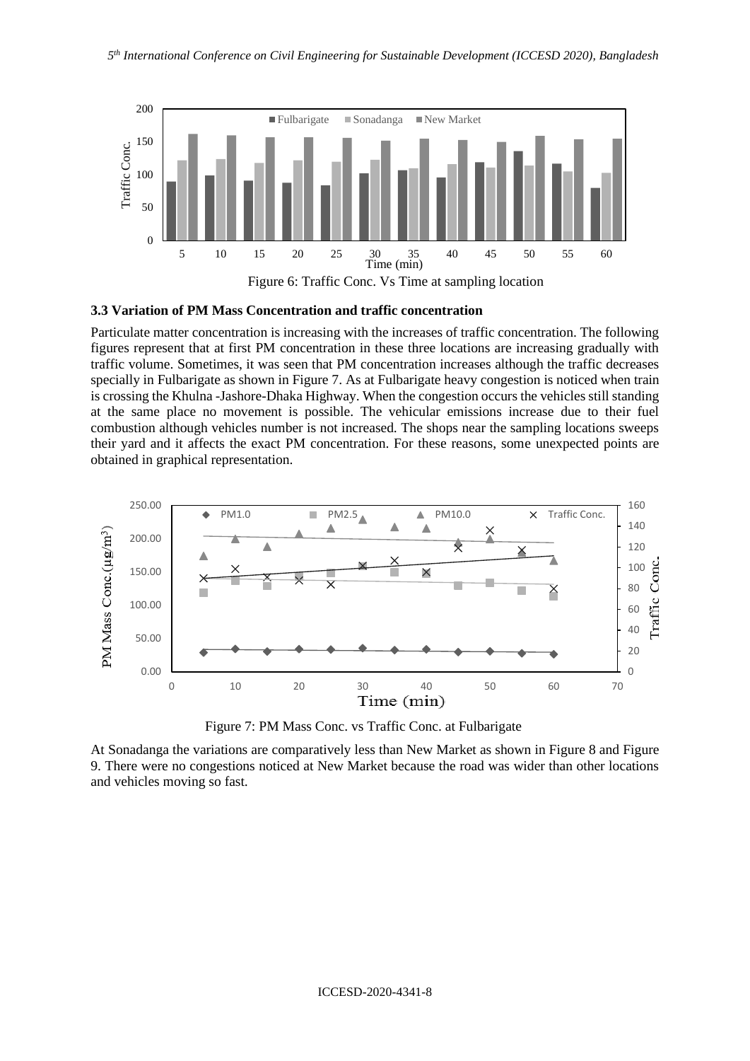Figure 6: Traffic Conc. Vs Time at sampling location

### 3.3 Variation of PM Mass Concentration and traffic concentration

Particulate matter concentration is increasing with the increases of traffic concentration. The following figures represent that at first PM concentration in these three locations are increasing gradually with traffic volume. Sometimes, it was seen that PM concentration increases although the traffic decreases specially in Fulbarigate as shown in Figure 7. As at Fulbarigate heavy congestion is noticed when train is crossing the Khulna -Jashore-Dhaka Highway. When the congestion occurs the vehicles still standing at the same place no movement is possible. The vehicular emissions increase due to their fuel combustion although vehicles number is not increased. The shops near the sampling locations sweeps their yard and it affects the exact PM concentration. For these reasons, some unexpected points are obtained in graphical representation.

Figure 7: PM Mass Conc. vs Traffic Conc. at Fulbarigate

At Sonadanga the variations are comparatively less than New Market as shown in Figure 8 and Figure 9. There were no congestions noticed at New Market because the road was wider than other locations and vehicles moving so fast.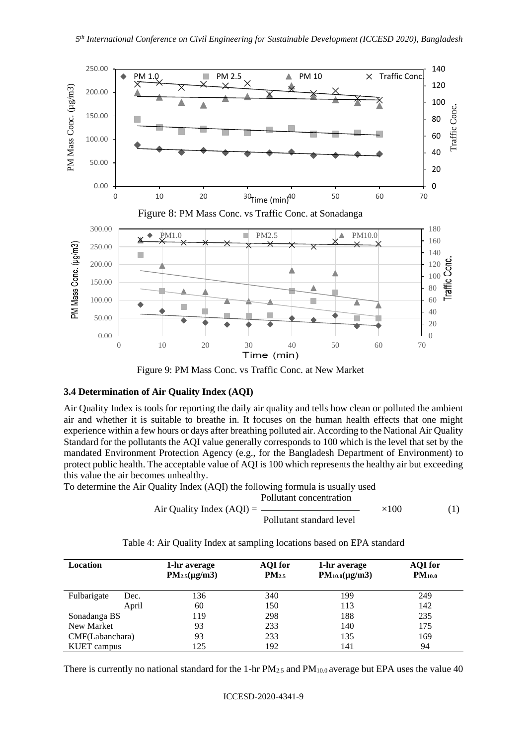Figure 8: PM Mass Conc. vs Traffic Conc. at Sonadanga

Figure 9: PM Mass Conc. vs Traffic Conc. at New Market

### 3.4 Determination of Air Quality Index (AQI)

Air Quality Index is tools for reporting the daily air quality and tells how clean or polluted the ambient air and whether it is suitable to breathe in. It focuses on the human health effects that one might experience within a few hours or days after breathing polluted air. According to the National Air Quality Standard for the pollutants the AQI value generally corresponds to 100 which is the level that set by the mandated Environment Protection Agency (e.g., for the Bangladesh Department of Environment) to protect public health. The acceptable value of AQI is 100 which represents the healthy air but exceeding this value the air becomes unhealthy.

To determine the Air Quality Index (AQI) the following formula is usually used

$$\text{Air Quality Index (AQI)} = \frac{\text{Pollutant concentration}}{\text{Pollutant standard level}} \times 100 \qquad (1)$$

Table 4: Air Quality Index at sampling locations based on EPA standard

| Location | | 1-hr average $PM_{2.5}$(μg/m3) | AQI for $PM_{2.5}$ | 1-hr average $PM_{10.0}$(μg/m3) | AQI for $PM_{10.0}$ |
|---|---|---|---|---|---|
| Fulbarigate | Dec. | 136 | 340 | 199 | 249 |
| | April | 60 | 150 | 113 | 142 |
| Sonadanga BS | | 119 | 298 | 188 | 235 |
| New Market | | 93 | 233 | 140 | 175 |
| CMF(Labanchara) | | 93 | 233 | 135 | 169 |
| KUET campus | | 125 | 192 | 141 | 94 |

There is currently no national standard for the 1-hr $PM_{2.5}$ and $PM_{10.0}$ average but EPA uses the value 40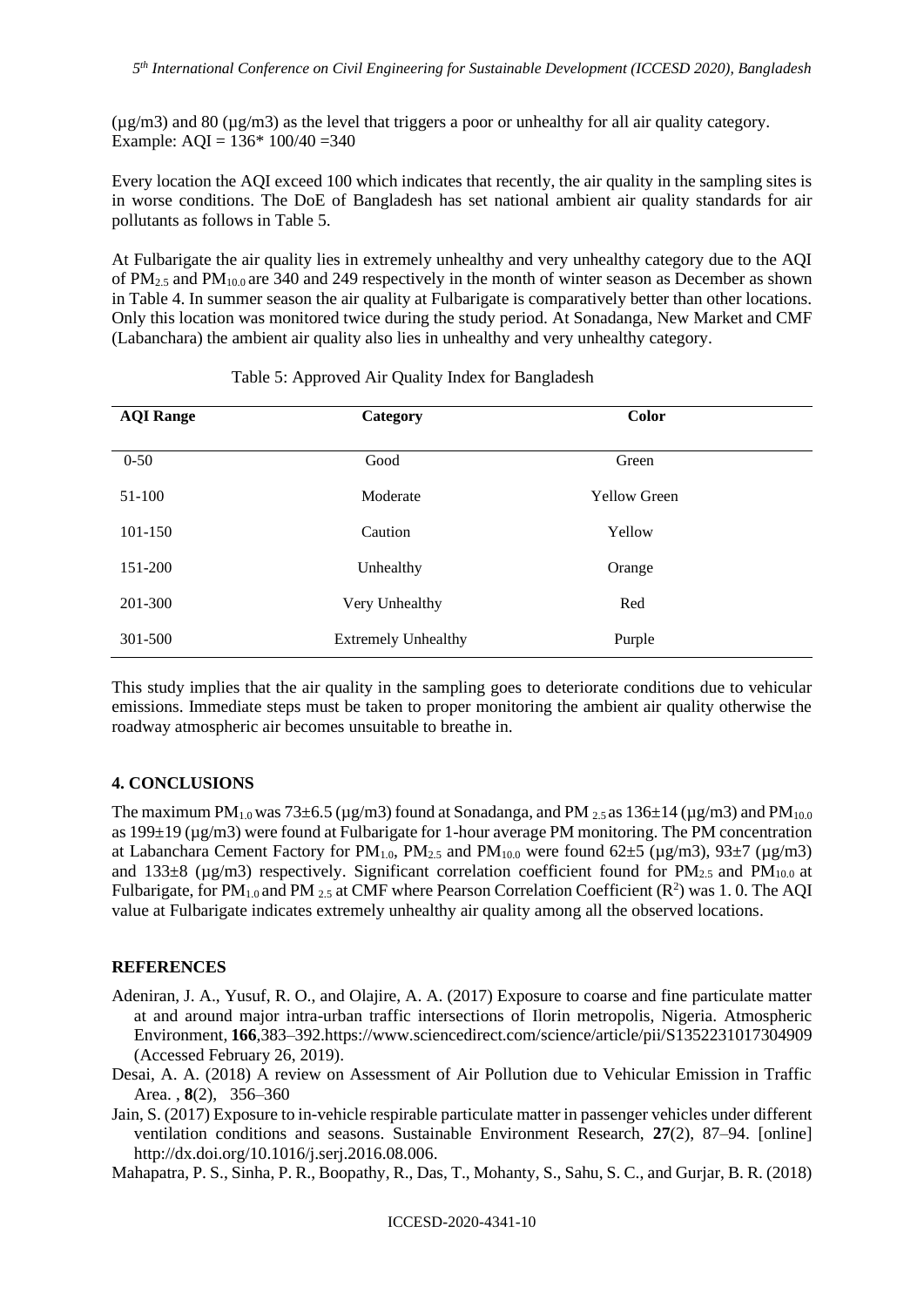(µg/m3) and 80 (µg/m3) as the level that triggers a poor or unhealthy for all air quality category. Example: AQI = 136* 100/40 =340

Every location the AQI exceed 100 which indicates that recently, the air quality in the sampling sites is in worse conditions. The DoE of Bangladesh has set national ambient air quality standards for air pollutants as follows in Table 5.

At Fulbarigate the air quality lies in extremely unhealthy and very unhealthy category due to the AQI of $PM_{2.5}$ and $PM_{10.0}$ are 340 and 249 respectively in the month of winter season as December as shown in Table 4. In summer season the air quality at Fulbarigate is comparatively better than other locations. Only this location was monitored twice during the study period. At Sonadanga, New Market and CMF (Labanchara) the ambient air quality also lies in unhealthy and very unhealthy category.

Table 5: Approved Air Quality Index for Bangladesh

| AQI Range | Category | Color |
|---|---|---|
| 0-50 | Good | Green |
| 51-100 | Moderate | Yellow Green |
| 101-150 | Caution | Yellow |
| 151-200 | Unhealthy | Orange |
| 201-300 | Very Unhealthy | Red |
| 301-500 | Extremely Unhealthy | Purple |

This study implies that the air quality in the sampling goes to deteriorate conditions due to vehicular emissions. Immediate steps must be taken to proper monitoring the ambient air quality otherwise the roadway atmospheric air becomes unsuitable to breathe in.

## 4. CONCLUSIONS

The maximum $PM_{1.0}$ was 73±6.5 (µg/m3) found at Sonadanga, and $PM_{2.5}$ as 136±14 (µg/m3) and $PM_{10.0}$ as 199±19 (µg/m3) were found at Fulbarigate for 1-hour average PM monitoring. The PM concentration at Labanchara Cement Factory for $PM_{1.0}$, $PM_{2.5}$ and $PM_{10.0}$ were found 62±5 (µg/m3), 93±7 (µg/m3) and 133±8 (µg/m3) respectively. Significant correlation coefficient found for $PM_{2.5}$ and $PM_{10.0}$ at Fulbarigate, for $PM_{1.0}$ and $PM_{2.5}$ at CMF where Pearson Correlation Coefficient ($R^2$) was 1. 0. The AQI value at Fulbarigate indicates extremely unhealthy air quality among all the observed locations.

## REFERENCES

Adeniran, J. A., Yusuf, R. O., and Olajire, A. A. (2017) Exposure to coarse and fine particulate matter at and around major intra-urban traffic intersections of Ilorin metropolis, Nigeria. Atmospheric Environment, **166**,383–392.https://www.sciencedirect.com/science/article/pii/S1352231017304909 (Accessed February 26, 2019).

Desai, A. A. (2018) A review on Assessment of Air Pollution due to Vehicular Emission in Traffic Area. , **8**(2), 356–360

Jain, S. (2017) Exposure to in-vehicle respirable particulate matter in passenger vehicles under different ventilation conditions and seasons. Sustainable Environment Research, **27**(2), 87–94. [online] http://dx.doi.org/10.1016/j.serj.2016.08.006.

Mahapatra, P. S., Sinha, P. R., Boopathy, R., Das, T., Mohanty, S., Sahu, S. C., and Gurjar, B. R. (2018)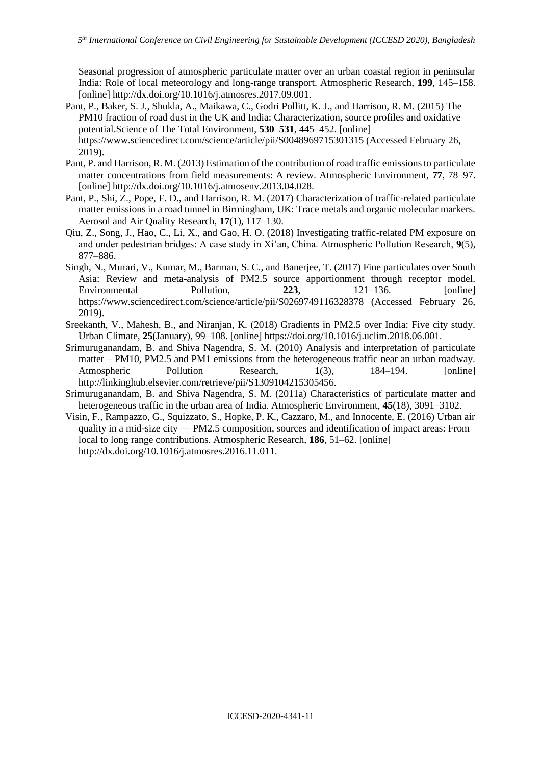Seasonal progression of atmospheric particulate matter over an urban coastal region in peninsular India: Role of local meteorology and long-range transport. Atmospheric Research, **199**, 145–158. [online] http://dx.doi.org/10.1016/j.atmosres.2017.09.001.

Pant, P., Baker, S. J., Shukla, A., Maikawa, C., Godri Pollitt, K. J., and Harrison, R. M. (2015) The PM10 fraction of road dust in the UK and India: Characterization, source profiles and oxidative potential.Science of The Total Environment, **530**–**531**, 445–452. [online] https://www.sciencedirect.com/science/article/pii/S0048969715301315 (Accessed February 26, 2019).

Pant, P. and Harrison, R. M. (2013) Estimation of the contribution of road traffic emissions to particulate matter concentrations from field measurements: A review. Atmospheric Environment, **77**, 78–97. [online] http://dx.doi.org/10.1016/j.atmosenv.2013.04.028.

Pant, P., Shi, Z., Pope, F. D., and Harrison, R. M. (2017) Characterization of traffic-related particulate matter emissions in a road tunnel in Birmingham, UK: Trace metals and organic molecular markers. Aerosol and Air Quality Research, **17**(1), 117–130.

Qiu, Z., Song, J., Hao, C., Li, X., and Gao, H. O. (2018) Investigating traffic-related PM exposure on and under pedestrian bridges: A case study in Xi'an, China. Atmospheric Pollution Research, **9**(5), 877–886.

Singh, N., Murari, V., Kumar, M., Barman, S. C., and Banerjee, T. (2017) Fine particulates over South Asia: Review and meta-analysis of PM2.5 source apportionment through receptor model. Environmental Pollution, **223**, 121–136. [online] https://www.sciencedirect.com/science/article/pii/S0269749116328378 (Accessed February 26, 2019).

Sreekanth, V., Mahesh, B., and Niranjan, K. (2018) Gradients in PM2.5 over India: Five city study. Urban Climate, **25**(January), 99–108. [online] https://doi.org/10.1016/j.uclim.2018.06.001.

Srimuruganandam, B. and Shiva Nagendra, S. M. (2010) Analysis and interpretation of particulate matter – PM10, PM2.5 and PM1 emissions from the heterogeneous traffic near an urban roadway. Atmospheric Pollution Research, **1**(3), 184–194. [online] http://linkinghub.elsevier.com/retrieve/pii/S1309104215305456.

Srimuruganandam, B. and Shiva Nagendra, S. M. (2011a) Characteristics of particulate matter and heterogeneous traffic in the urban area of India. Atmospheric Environment, **45**(18), 3091–3102.

Visin, F., Rampazzo, G., Squizzato, S., Hopke, P. K., Cazzaro, M., and Innocente, E. (2016) Urban air quality in a mid-size city — PM2.5 composition, sources and identification of impact areas: From local to long range contributions. Atmospheric Research, **186**, 51–62. [online] http://dx.doi.org/10.1016/j.atmosres.2016.11.011.